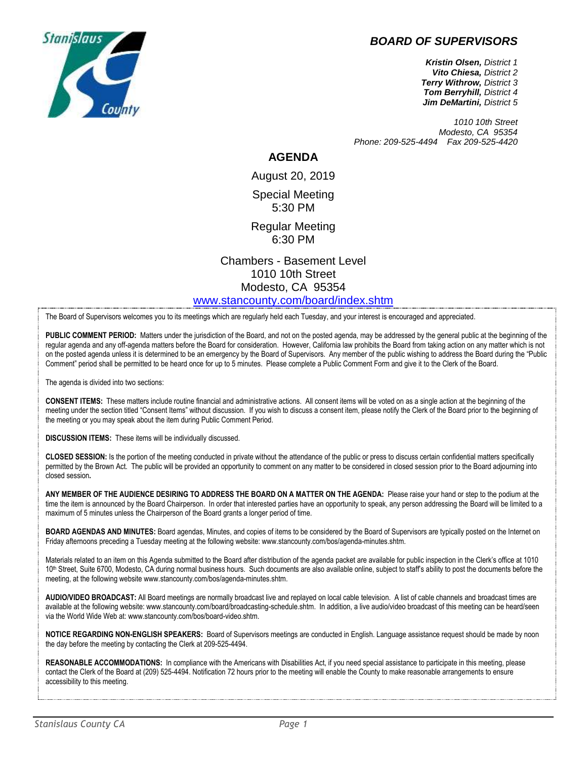# BOARD OF SUPERVISORS

***Kristin Olsen,*** *District 1*
***Vito Chiesa,*** *District 2*
***Terry Withrow,*** *District 3*
***Tom Berryhill,*** *District 4*
***Jim DeMartini,*** *District 5*

*1010 10th Street*
*Modesto, CA 95354*
*Phone: 209-525-4494 Fax 209-525-4420*

## AGENDA

August 20, 2019

Special Meeting
5:30 PM

Regular Meeting
6:30 PM

Chambers - Basement Level
1010 10th Street
Modesto, CA 95354
[www.stancounty.com/board/index.shtm](http://www.stancounty.com/board/index.shtm)

The Board of Supervisors welcomes you to its meetings which are regularly held each Tuesday, and your interest is encouraged and appreciated.

**PUBLIC COMMENT PERIOD:** Matters under the jurisdiction of the Board, and not on the posted agenda, may be addressed by the general public at the beginning of the regular agenda and any off-agenda matters before the Board for consideration. However, California law prohibits the Board from taking action on any matter which is not on the posted agenda unless it is determined to be an emergency by the Board of Supervisors. Any member of the public wishing to address the Board during the "Public Comment" period shall be permitted to be heard once for up to 5 minutes. Please complete a Public Comment Form and give it to the Clerk of the Board.

The agenda is divided into two sections:

**CONSENT ITEMS:** These matters include routine financial and administrative actions. All consent items will be voted on as a single action at the beginning of the meeting under the section titled "Consent Items" without discussion. If you wish to discuss a consent item, please notify the Clerk of the Board prior to the beginning of the meeting or you may speak about the item during Public Comment Period.

**DISCUSSION ITEMS:** These items will be individually discussed.

**CLOSED SESSION:** Is the portion of the meeting conducted in private without the attendance of the public or press to discuss certain confidential matters specifically permitted by the Brown Act. The public will be provided an opportunity to comment on any matter to be considered in closed session prior to the Board adjourning into closed session**.**

**ANY MEMBER OF THE AUDIENCE DESIRING TO ADDRESS THE BOARD ON A MATTER ON THE AGENDA:** Please raise your hand or step to the podium at the time the item is announced by the Board Chairperson. In order that interested parties have an opportunity to speak, any person addressing the Board will be limited to a maximum of 5 minutes unless the Chairperson of the Board grants a longer period of time.

**BOARD AGENDAS AND MINUTES:** Board agendas, Minutes, and copies of items to be considered by the Board of Supervisors are typically posted on the Internet on Friday afternoons preceding a Tuesday meeting at the following website: www.stancounty.com/bos/agenda-minutes.shtm.

Materials related to an item on this Agenda submitted to the Board after distribution of the agenda packet are available for public inspection in the Clerk's office at 1010 10th Street, Suite 6700, Modesto, CA during normal business hours. Such documents are also available online, subject to staff's ability to post the documents before the meeting, at the following website www.stancounty.com/bos/agenda-minutes.shtm.

**AUDIO/VIDEO BROADCAST:** All Board meetings are normally broadcast live and replayed on local cable television. A list of cable channels and broadcast times are available at the following website: www.stancounty.com/board/broadcasting-schedule.shtm. In addition, a live audio/video broadcast of this meeting can be heard/seen via the World Wide Web at: www.stancounty.com/bos/board-video.shtm.

**NOTICE REGARDING NON-ENGLISH SPEAKERS:** Board of Supervisors meetings are conducted in English. Language assistance request should be made by noon the day before the meeting by contacting the Clerk at 209-525-4494.

**REASONABLE ACCOMMODATIONS:** In compliance with the Americans with Disabilities Act, if you need special assistance to participate in this meeting, please contact the Clerk of the Board at (209) 525-4494. Notification 72 hours prior to the meeting will enable the County to make reasonable arrangements to ensure accessibility to this meeting.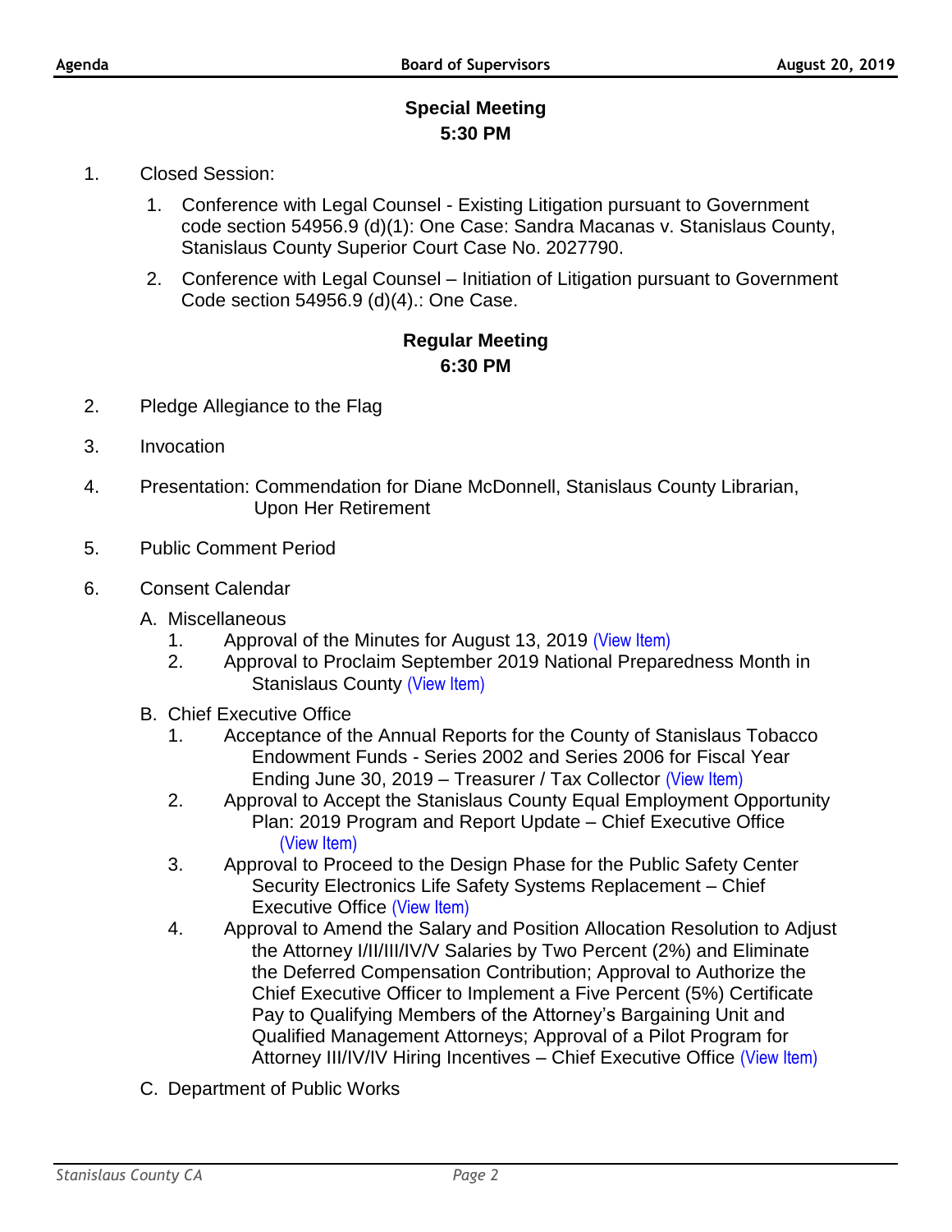## Special Meeting
## 5:30 PM

1. Closed Session:
   1. Conference with Legal Counsel - Existing Litigation pursuant to Government code section 54956.9 (d)(1): One Case: Sandra Macanas v. Stanislaus County, Stanislaus County Superior Court Case No. 2027790.
   2. Conference with Legal Counsel – Initiation of Litigation pursuant to Government Code section 54956.9 (d)(4).: One Case.

## Regular Meeting
## 6:30 PM

2. Pledge Allegiance to the Flag
3. Invocation
4. Presentation: Commendation for Diane McDonnell, Stanislaus County Librarian, Upon Her Retirement
5. Public Comment Period
6. Consent Calendar

   A. Miscellaneous
      1. Approval of the Minutes for August 13, 2019 (View Item)
      2. Approval to Proclaim September 2019 National Preparedness Month in Stanislaus County (View Item)

   B. Chief Executive Office
      1. Acceptance of the Annual Reports for the County of Stanislaus Tobacco Endowment Funds - Series 2002 and Series 2006 for Fiscal Year Ending June 30, 2019 – Treasurer / Tax Collector (View Item)
      2. Approval to Accept the Stanislaus County Equal Employment Opportunity Plan: 2019 Program and Report Update – Chief Executive Office (View Item)
      3. Approval to Proceed to the Design Phase for the Public Safety Center Security Electronics Life Safety Systems Replacement – Chief Executive Office (View Item)
      4. Approval to Amend the Salary and Position Allocation Resolution to Adjust the Attorney I/II/III/IV/V Salaries by Two Percent (2%) and Eliminate the Deferred Compensation Contribution; Approval to Authorize the Chief Executive Officer to Implement a Five Percent (5%) Certificate Pay to Qualifying Members of the Attorney's Bargaining Unit and Qualified Management Attorneys; Approval of a Pilot Program for Attorney III/IV/IV Hiring Incentives – Chief Executive Office (View Item)

   C. Department of Public Works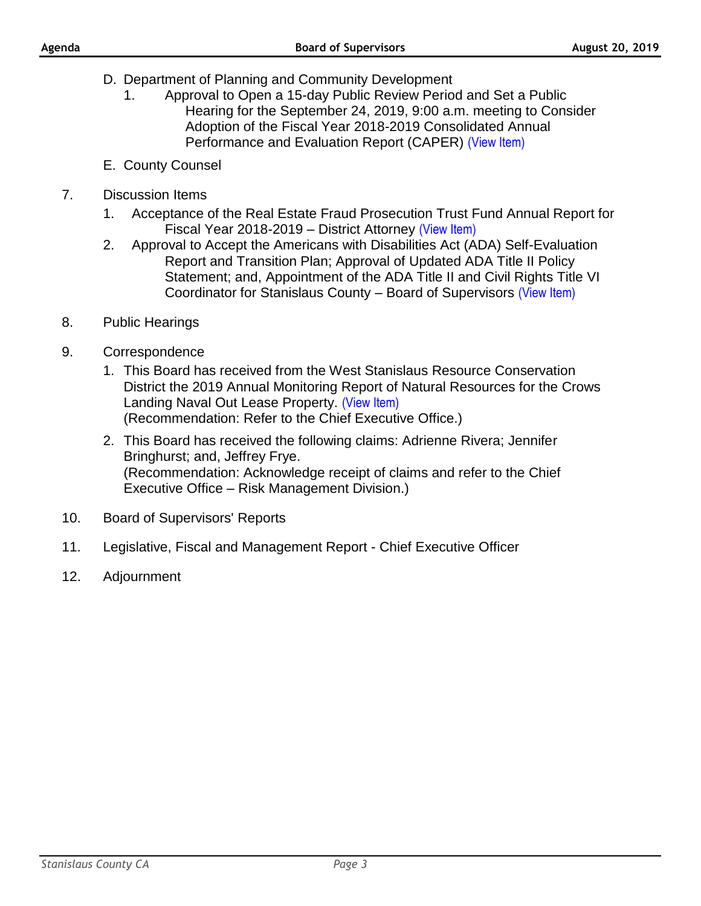D. Department of Planning and Community Development
   1. Approval to Open a 15-day Public Review Period and Set a Public Hearing for the September 24, 2019, 9:00 a.m. meeting to Consider Adoption of the Fiscal Year 2018-2019 Consolidated Annual Performance and Evaluation Report (CAPER) (View Item)

E. County Counsel

7. Discussion Items
   1. Acceptance of the Real Estate Fraud Prosecution Trust Fund Annual Report for Fiscal Year 2018-2019 – District Attorney (View Item)
   2. Approval to Accept the Americans with Disabilities Act (ADA) Self-Evaluation Report and Transition Plan; Approval of Updated ADA Title II Policy Statement; and, Appointment of the ADA Title II and Civil Rights Title VI Coordinator for Stanislaus County – Board of Supervisors (View Item)

8. Public Hearings

9. Correspondence
   1. This Board has received from the West Stanislaus Resource Conservation District the 2019 Annual Monitoring Report of Natural Resources for the Crows Landing Naval Out Lease Property. (View Item)
      (Recommendation: Refer to the Chief Executive Office.)
   2. This Board has received the following claims: Adrienne Rivera; Jennifer Bringhurst; and, Jeffrey Frye.
      (Recommendation: Acknowledge receipt of claims and refer to the Chief Executive Office – Risk Management Division.)

10. Board of Supervisors' Reports

11. Legislative, Fiscal and Management Report - Chief Executive Officer

12. Adjournment